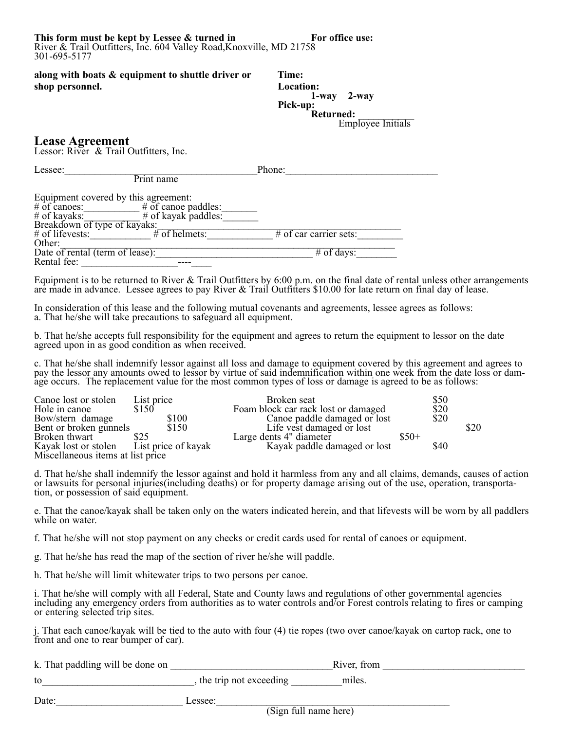**This form must be kept by Lessee & turned in** **For office use:**
River & Trail Outfitters, Inc. 604 Valley Road,Knoxville, MD 21758
301-695-5177

**along with boats & equipment to shuttle driver or shop personnel.**

**Time:**
**Location:**
**1-way 2-way**
**Pick-up:**
**Returned:** ___________
Employee Initials

## Lease Agreement

Lessor: River & Trail Outfitters, Inc.

Lessee:_______________________________________Phone:______________________________
Print name

Equipment covered by this agreement:
# of canoes:___________ # of canoe paddles:_______
# of kayaks:___________ # of kayak paddles:_______
Breakdown of type of kayaks:_______________________________________________
# of lifevests:____________ # of helmets:_____________ # of car carrier sets:_________
Other:_____________________________________________________________________
Date of rental (term of lease):_______________________________ # of days:________
Rental fee: ___________________----____

Equipment is to be returned to River & Trail Outfitters by 6:00 p.m. on the final date of rental unless other arrangements are made in advance. Lessee agrees to pay River & Trail Outfitters $10.00 for late return on final day of lease.

In consideration of this lease and the following mutual covenants and agreements, lessee agrees as follows:
a. That he/she will take precautions to safeguard all equipment.

b. That he/she accepts full responsibility for the equipment and agrees to return the equipment to lessor on the date agreed upon in as good condition as when received.

c. That he/she shall indemnify lessor against all loss and damage to equipment covered by this agreement and agrees to pay the lessor any amounts owed to lessor by virtue of said indemnification within one week from the date loss or damage occurs. The replacement value for the most common types of loss or damage is agreed to be as follows:

| Item | Value | Item | Value |
|---|---|---|---|
| Canoe lost or stolen | List price | Broken seat | $50 |
| Hole in canoe | $150 | Foam block car rack lost or damaged | $20 |
| Bow/stern damage | $100 | Canoe paddle damaged or lost | $20 |
| Bent or broken gunnels | $150 | Life vest damaged or lost | $20 |
| Broken thwart | $25 | Large dents 4" diameter | $50+ |
| Kayak lost or stolen | List price of kayak | Kayak paddle damaged or lost | $40 |
| Miscellaneous items at list price | | | |

d. That he/she shall indemnify the lessor against and hold it harmless from any and all claims, demands, causes of action or lawsuits for personal injuries(including deaths) or for property damage arising out of the use, operation, transportation, or possession of said equipment.

e. That the canoe/kayak shall be taken only on the waters indicated herein, and that lifevests will be worn by all paddlers while on water.

f. That he/she will not stop payment on any checks or credit cards used for rental of canoes or equipment.

g. That he/she has read the map of the section of river he/she will paddle.

h. That he/she will limit whitewater trips to two persons per canoe.

i. That he/she will comply with all Federal, State and County laws and regulations of other governmental agencies including any emergency orders from authorities as to water controls and/or Forest controls relating to fires or camping or entering selected trip sites.

j. That each canoe/kayak will be tied to the auto with four (4) tie ropes (two over canoe/kayak on cartop rack, one to front and one to rear bumper of car).

k. That paddling will be done on ________________________________River, from ____________________________

to______________________________, the trip not exceeding __________miles.

Date:_________________________ Lessee:________________________________________________
(Sign full name here)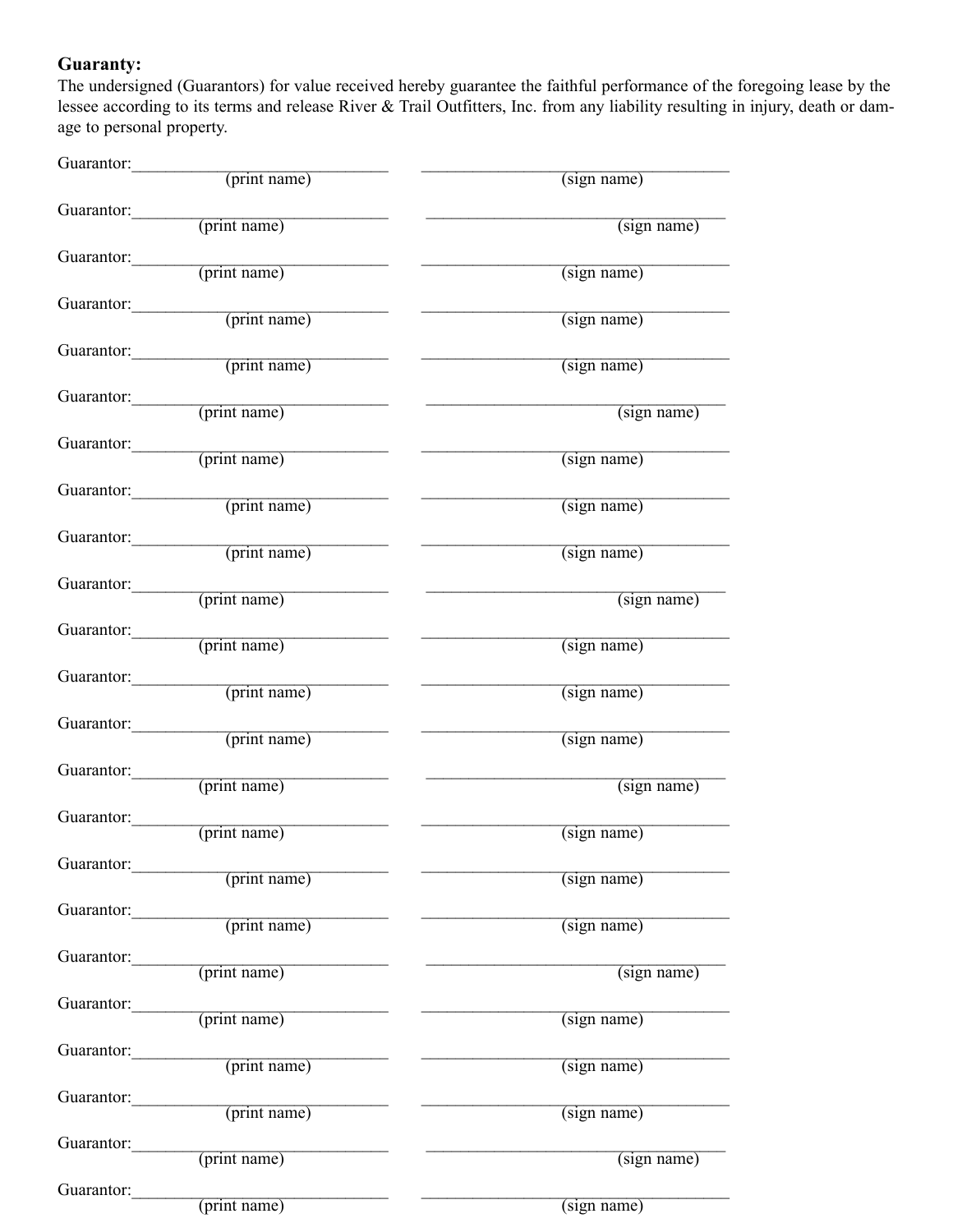**Guaranty:**

The undersigned (Guarantors) for value received hereby guarantee the faithful performance of the foregoing lease by the lessee according to its terms and release River & Trail Outfitters, Inc. from any liability resulting in injury, death or damage to personal property.

Guarantor:______________________________ ______________________________
(print name) (sign name)

Guarantor:______________________________ ______________________________
(print name) (sign name)

Guarantor:______________________________ ______________________________
(print name) (sign name)

Guarantor:______________________________ ______________________________
(print name) (sign name)

Guarantor:______________________________ ______________________________
(print name) (sign name)

Guarantor:______________________________ ______________________________
(print name) (sign name)

Guarantor:______________________________ ______________________________
(print name) (sign name)

Guarantor:______________________________ ______________________________
(print name) (sign name)

Guarantor:______________________________ ______________________________
(print name) (sign name)

Guarantor:______________________________ ______________________________
(print name) (sign name)

Guarantor:______________________________ ______________________________
(print name) (sign name)

Guarantor:______________________________ ______________________________
(print name) (sign name)

Guarantor:______________________________ ______________________________
(print name) (sign name)

Guarantor:______________________________ ______________________________
(print name) (sign name)

Guarantor:______________________________ ______________________________
(print name) (sign name)

Guarantor:______________________________ ______________________________
(print name) (sign name)

Guarantor:______________________________ ______________________________
(print name) (sign name)

Guarantor:______________________________ ______________________________
(print name) (sign name)

Guarantor:______________________________ ______________________________
(print name) (sign name)

Guarantor:______________________________ ______________________________
(print name) (sign name)

Guarantor:______________________________ ______________________________
(print name) (sign name)

Guarantor:______________________________ ______________________________
(print name) (sign name)

Guarantor:______________________________ ______________________________
(print name) (sign name)